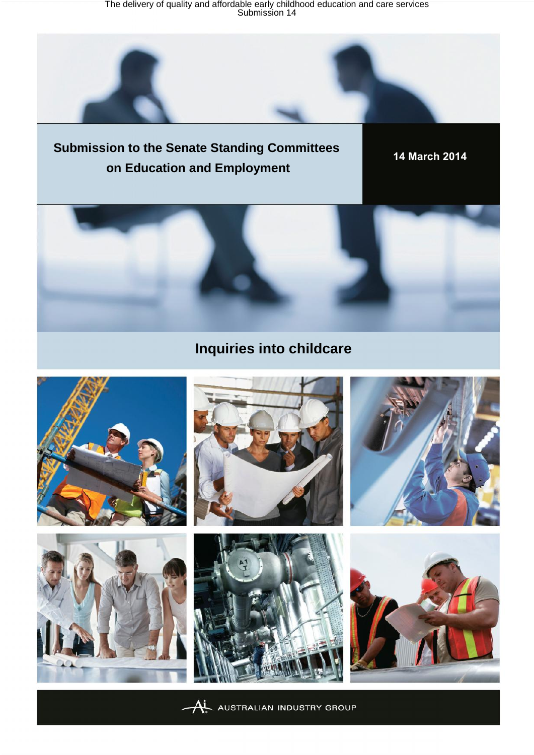# Submission to the Senate Standing Committees on Education and Employment

**14 March 2014**

## Inquiries into childcare

AUSTRALIAN INDUSTRY GROUP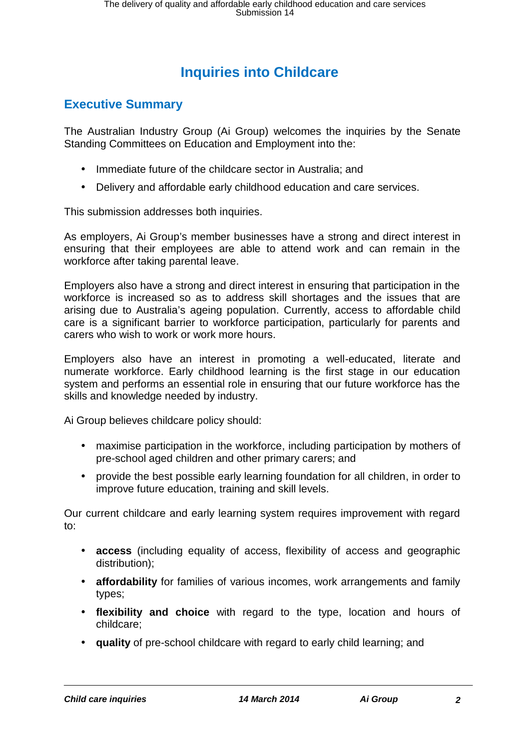# Inquiries into Childcare

## Executive Summary

The Australian Industry Group (Ai Group) welcomes the inquiries by the Senate Standing Committees on Education and Employment into the:

- Immediate future of the childcare sector in Australia; and
- Delivery and affordable early childhood education and care services.

This submission addresses both inquiries.

As employers, Ai Group's member businesses have a strong and direct interest in ensuring that their employees are able to attend work and can remain in the workforce after taking parental leave.

Employers also have a strong and direct interest in ensuring that participation in the workforce is increased so as to address skill shortages and the issues that are arising due to Australia's ageing population. Currently, access to affordable child care is a significant barrier to workforce participation, particularly for parents and carers who wish to work or work more hours.

Employers also have an interest in promoting a well-educated, literate and numerate workforce. Early childhood learning is the first stage in our education system and performs an essential role in ensuring that our future workforce has the skills and knowledge needed by industry.

Ai Group believes childcare policy should:

- maximise participation in the workforce, including participation by mothers of pre-school aged children and other primary carers; and
- provide the best possible early learning foundation for all children, in order to improve future education, training and skill levels.

Our current childcare and early learning system requires improvement with regard to:

- **access** (including equality of access, flexibility of access and geographic distribution);
- **affordability** for families of various incomes, work arrangements and family types;
- **flexibility and choice** with regard to the type, location and hours of childcare;
- **quality** of pre-school childcare with regard to early child learning; and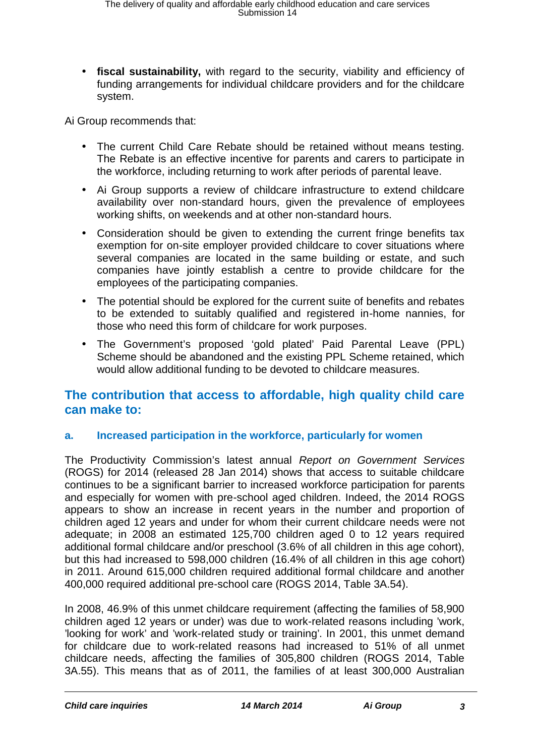- **fiscal sustainability,** with regard to the security, viability and efficiency of funding arrangements for individual childcare providers and for the childcare system.

Ai Group recommends that:

- The current Child Care Rebate should be retained without means testing. The Rebate is an effective incentive for parents and carers to participate in the workforce, including returning to work after periods of parental leave.
- Ai Group supports a review of childcare infrastructure to extend childcare availability over non-standard hours, given the prevalence of employees working shifts, on weekends and at other non-standard hours.
- Consideration should be given to extending the current fringe benefits tax exemption for on-site employer provided childcare to cover situations where several companies are located in the same building or estate, and such companies have jointly establish a centre to provide childcare for the employees of the participating companies.
- The potential should be explored for the current suite of benefits and rebates to be extended to suitably qualified and registered in-home nannies, for those who need this form of childcare for work purposes.
- The Government's proposed 'gold plated' Paid Parental Leave (PPL) Scheme should be abandoned and the existing PPL Scheme retained, which would allow additional funding to be devoted to childcare measures.

## The contribution that access to affordable, high quality child care can make to:

### a. Increased participation in the workforce, particularly for women

The Productivity Commission's latest annual *Report on Government Services* (ROGS) for 2014 (released 28 Jan 2014) shows that access to suitable childcare continues to be a significant barrier to increased workforce participation for parents and especially for women with pre-school aged children. Indeed, the 2014 ROGS appears to show an increase in recent years in the number and proportion of children aged 12 years and under for whom their current childcare needs were not adequate; in 2008 an estimated 125,700 children aged 0 to 12 years required additional formal childcare and/or preschool (3.6% of all children in this age cohort), but this had increased to 598,000 children (16.4% of all children in this age cohort) in 2011. Around 615,000 children required additional formal childcare and another 400,000 required additional pre-school care (ROGS 2014, Table 3A.54).

In 2008, 46.9% of this unmet childcare requirement (affecting the families of 58,900 children aged 12 years or under) was due to work-related reasons including 'work, 'looking for work' and 'work-related study or training'. In 2001, this unmet demand for childcare due to work-related reasons had increased to 51% of all unmet childcare needs, affecting the families of 305,800 children (ROGS 2014, Table 3A.55). This means that as of 2011, the families of at least 300,000 Australian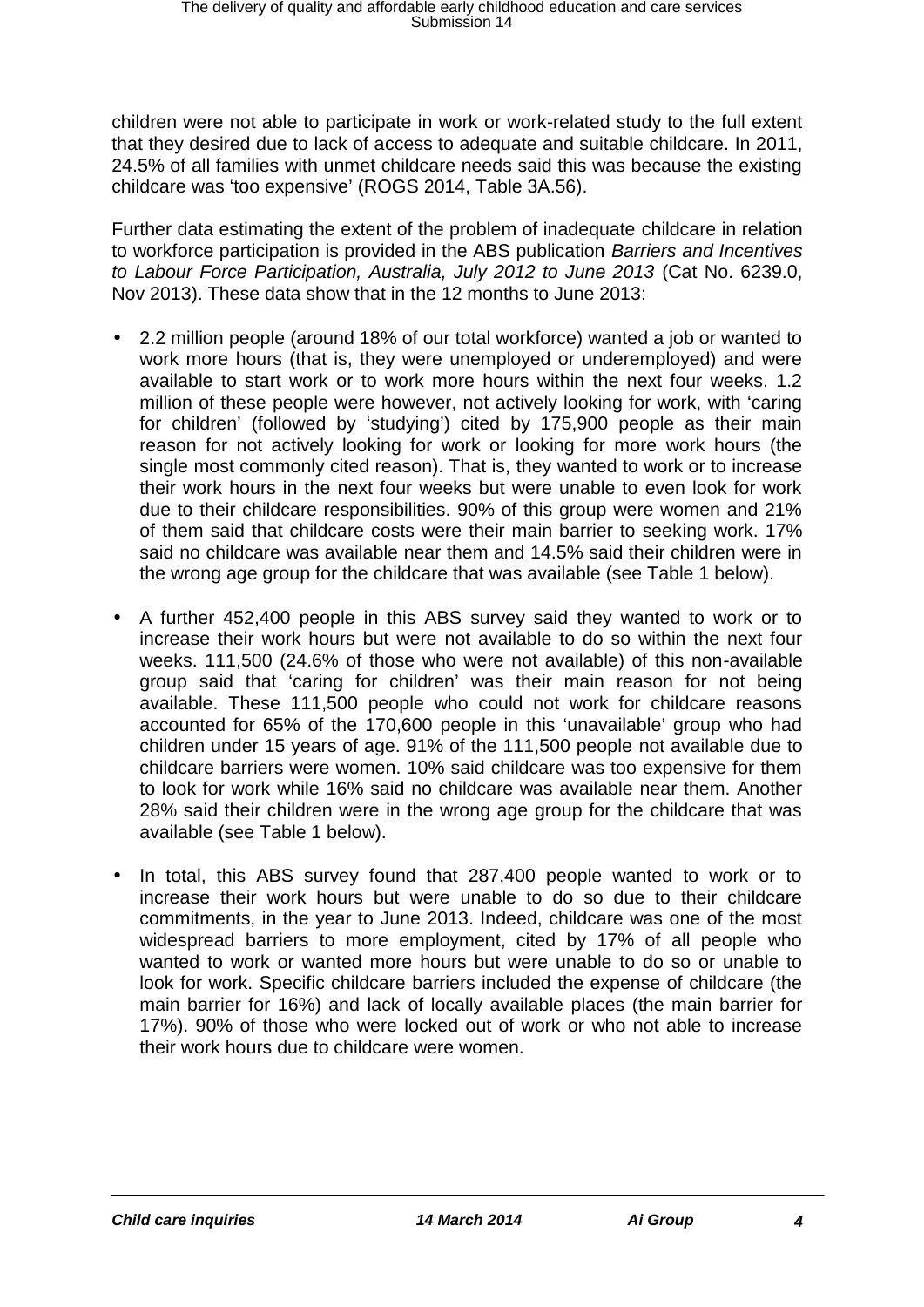children were not able to participate in work or work-related study to the full extent that they desired due to lack of access to adequate and suitable childcare. In 2011, 24.5% of all families with unmet childcare needs said this was because the existing childcare was 'too expensive' (ROGS 2014, Table 3A.56).

Further data estimating the extent of the problem of inadequate childcare in relation to workforce participation is provided in the ABS publication *Barriers and Incentives to Labour Force Participation, Australia, July 2012 to June 2013* (Cat No. 6239.0, Nov 2013). These data show that in the 12 months to June 2013:

- 2.2 million people (around 18% of our total workforce) wanted a job or wanted to work more hours (that is, they were unemployed or underemployed) and were available to start work or to work more hours within the next four weeks. 1.2 million of these people were however, not actively looking for work, with 'caring for children' (followed by 'studying') cited by 175,900 people as their main reason for not actively looking for work or looking for more work hours (the single most commonly cited reason). That is, they wanted to work or to increase their work hours in the next four weeks but were unable to even look for work due to their childcare responsibilities. 90% of this group were women and 21% of them said that childcare costs were their main barrier to seeking work. 17% said no childcare was available near them and 14.5% said their children were in the wrong age group for the childcare that was available (see Table 1 below).

- A further 452,400 people in this ABS survey said they wanted to work or to increase their work hours but were not available to do so within the next four weeks. 111,500 (24.6% of those who were not available) of this non-available group said that 'caring for children' was their main reason for not being available. These 111,500 people who could not work for childcare reasons accounted for 65% of the 170,600 people in this 'unavailable' group who had children under 15 years of age. 91% of the 111,500 people not available due to childcare barriers were women. 10% said childcare was too expensive for them to look for work while 16% said no childcare was available near them. Another 28% said their children were in the wrong age group for the childcare that was available (see Table 1 below).

- In total, this ABS survey found that 287,400 people wanted to work or to increase their work hours but were unable to do so due to their childcare commitments, in the year to June 2013. Indeed, childcare was one of the most widespread barriers to more employment, cited by 17% of all people who wanted to work or wanted more hours but were unable to do so or unable to look for work. Specific childcare barriers included the expense of childcare (the main barrier for 16%) and lack of locally available places (the main barrier for 17%). 90% of those who were locked out of work or who not able to increase their work hours due to childcare were women.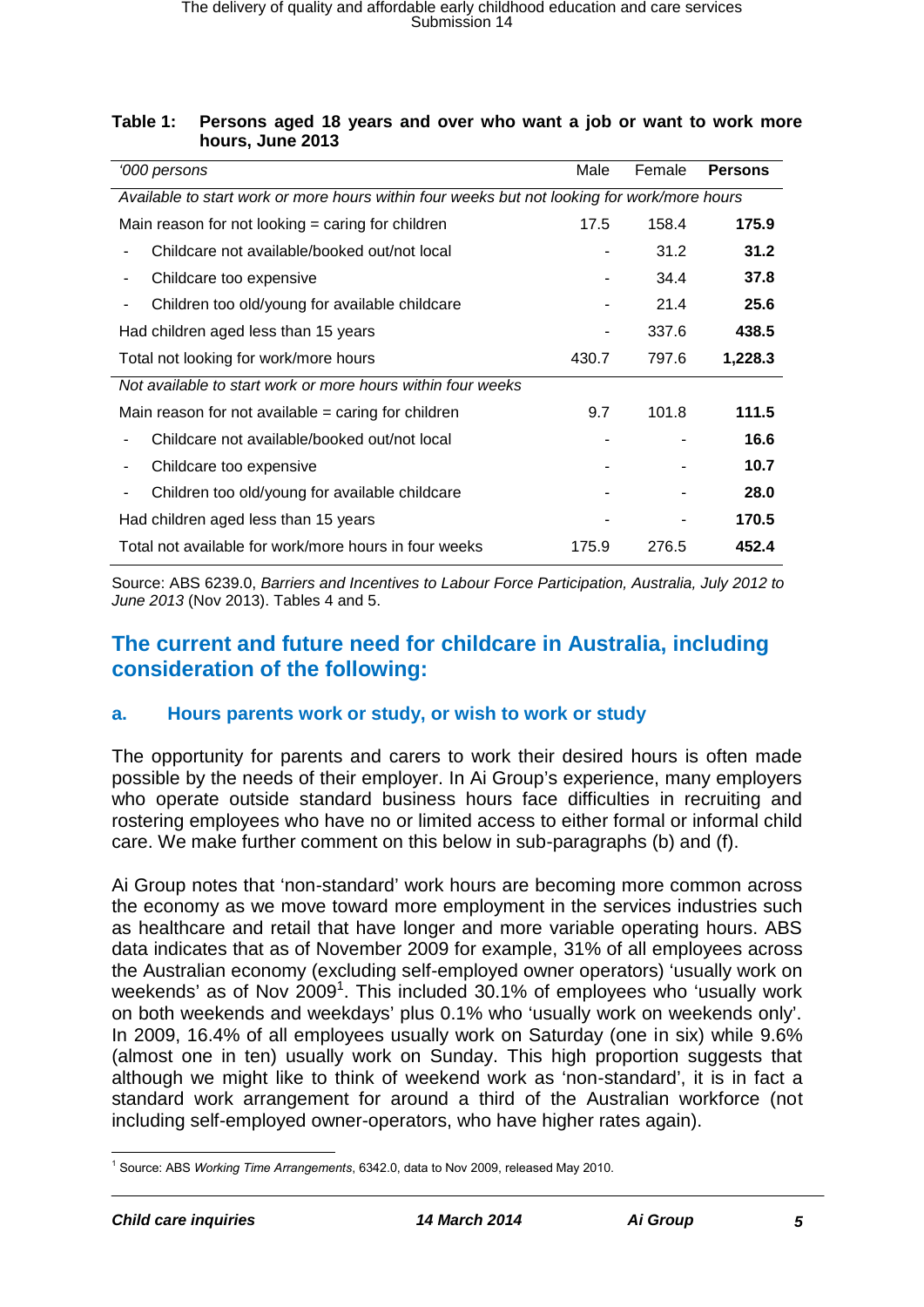**Table 1: Persons aged 18 years and over who want a job or want to work more hours, June 2013**

| *'000 persons* | Male | Female | **Persons** |
|---|---|---|---|
| *Available to start work or more hours within four weeks but not looking for work/more hours* | | | |
| Main reason for not looking = caring for children | 17.5 | 158.4 | **175.9** |
| - Childcare not available/booked out/not local | - | 31.2 | **31.2** |
| - Childcare too expensive | - | 34.4 | **37.8** |
| - Children too old/young for available childcare | - | 21.4 | **25.6** |
| Had children aged less than 15 years | - | 337.6 | **438.5** |
| Total not looking for work/more hours | 430.7 | 797.6 | **1,228.3** |
| *Not available to start work or more hours within four weeks* | | | |
| Main reason for not available = caring for children | 9.7 | 101.8 | **111.5** |
| - Childcare not available/booked out/not local | - | - | **16.6** |
| - Childcare too expensive | - | - | **10.7** |
| - Children too old/young for available childcare | - | - | **28.0** |
| Had children aged less than 15 years | - | - | **170.5** |
| Total not available for work/more hours in four weeks | 175.9 | 276.5 | **452.4** |

Source: ABS 6239.0, *Barriers and Incentives to Labour Force Participation, Australia, July 2012 to June 2013* (Nov 2013). Tables 4 and 5.

## The current and future need for childcare in Australia, including consideration of the following:

### a. Hours parents work or study, or wish to work or study

The opportunity for parents and carers to work their desired hours is often made possible by the needs of their employer. In Ai Group's experience, many employers who operate outside standard business hours face difficulties in recruiting and rostering employees who have no or limited access to either formal or informal child care. We make further comment on this below in sub-paragraphs (b) and (f).

Ai Group notes that 'non-standard' work hours are becoming more common across the economy as we move toward more employment in the services industries such as healthcare and retail that have longer and more variable operating hours. ABS data indicates that as of November 2009 for example, 31% of all employees across the Australian economy (excluding self-employed owner operators) 'usually work on weekends' as of Nov 2009[1]. This included 30.1% of employees who 'usually work on both weekends and weekdays' plus 0.1% who 'usually work on weekends only'. In 2009, 16.4% of all employees usually work on Saturday (one in six) while 9.6% (almost one in ten) usually work on Sunday. This high proportion suggests that although we might like to think of weekend work as 'non-standard', it is in fact a standard work arrangement for around a third of the Australian workforce (not including self-employed owner-operators, who have higher rates again).

[1] Source: ABS *Working Time Arrangements*, 6342.0, data to Nov 2009, released May 2010.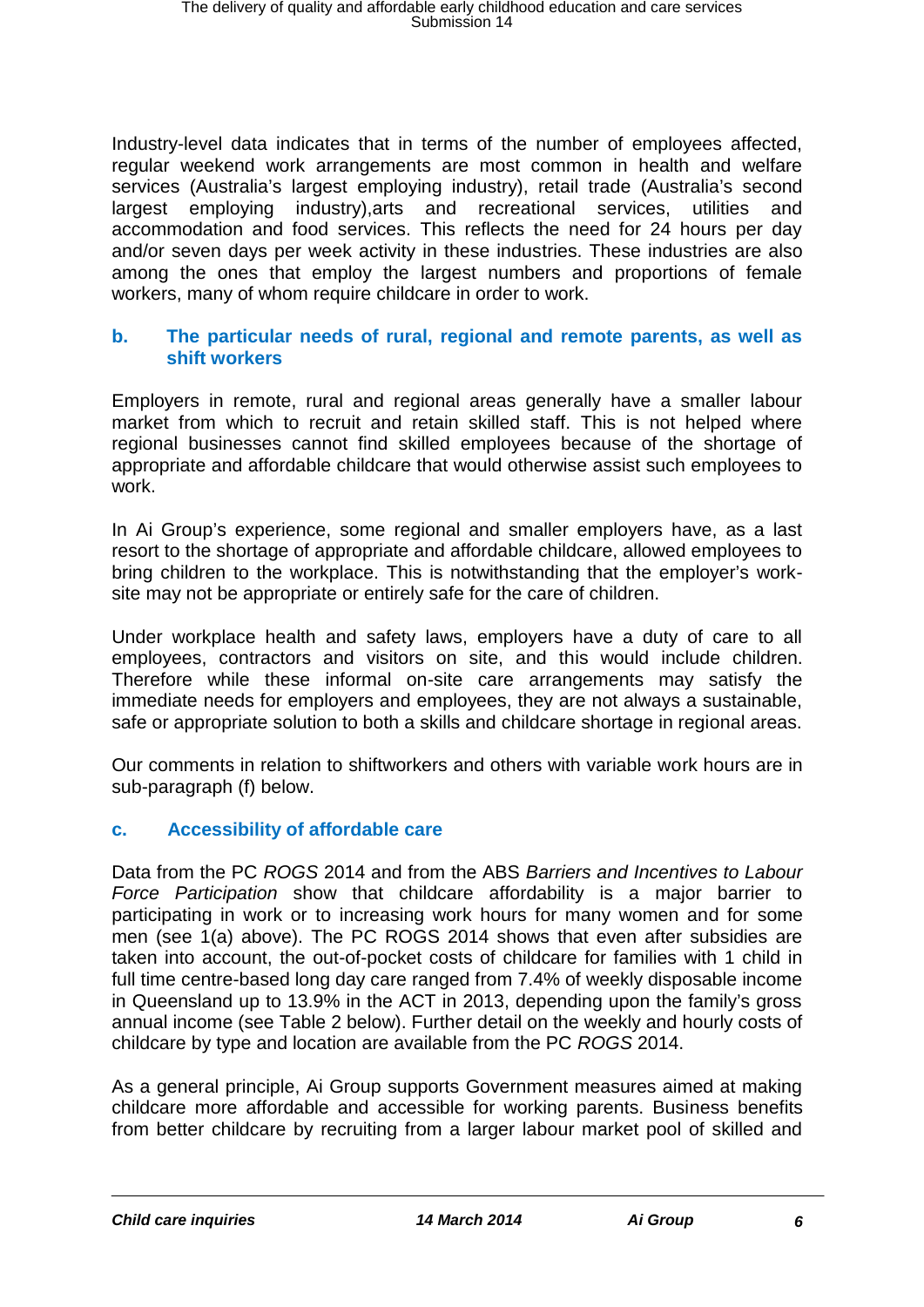Industry-level data indicates that in terms of the number of employees affected, regular weekend work arrangements are most common in health and welfare services (Australia's largest employing industry), retail trade (Australia's second largest employing industry),arts and recreational services, utilities and accommodation and food services. This reflects the need for 24 hours per day and/or seven days per week activity in these industries. These industries are also among the ones that employ the largest numbers and proportions of female workers, many of whom require childcare in order to work.

### b. The particular needs of rural, regional and remote parents, as well as shift workers

Employers in remote, rural and regional areas generally have a smaller labour market from which to recruit and retain skilled staff. This is not helped where regional businesses cannot find skilled employees because of the shortage of appropriate and affordable childcare that would otherwise assist such employees to work.

In Ai Group's experience, some regional and smaller employers have, as a last resort to the shortage of appropriate and affordable childcare, allowed employees to bring children to the workplace. This is notwithstanding that the employer's work-site may not be appropriate or entirely safe for the care of children.

Under workplace health and safety laws, employers have a duty of care to all employees, contractors and visitors on site, and this would include children. Therefore while these informal on-site care arrangements may satisfy the immediate needs for employers and employees, they are not always a sustainable, safe or appropriate solution to both a skills and childcare shortage in regional areas.

Our comments in relation to shiftworkers and others with variable work hours are in sub-paragraph (f) below.

### c. Accessibility of affordable care

Data from the PC *ROGS* 2014 and from the ABS *Barriers and Incentives to Labour Force Participation* show that childcare affordability is a major barrier to participating in work or to increasing work hours for many women and for some men (see 1(a) above). The PC ROGS 2014 shows that even after subsidies are taken into account, the out-of-pocket costs of childcare for families with 1 child in full time centre-based long day care ranged from 7.4% of weekly disposable income in Queensland up to 13.9% in the ACT in 2013, depending upon the family's gross annual income (see Table 2 below). Further detail on the weekly and hourly costs of childcare by type and location are available from the PC *ROGS* 2014.

As a general principle, Ai Group supports Government measures aimed at making childcare more affordable and accessible for working parents. Business benefits from better childcare by recruiting from a larger labour market pool of skilled and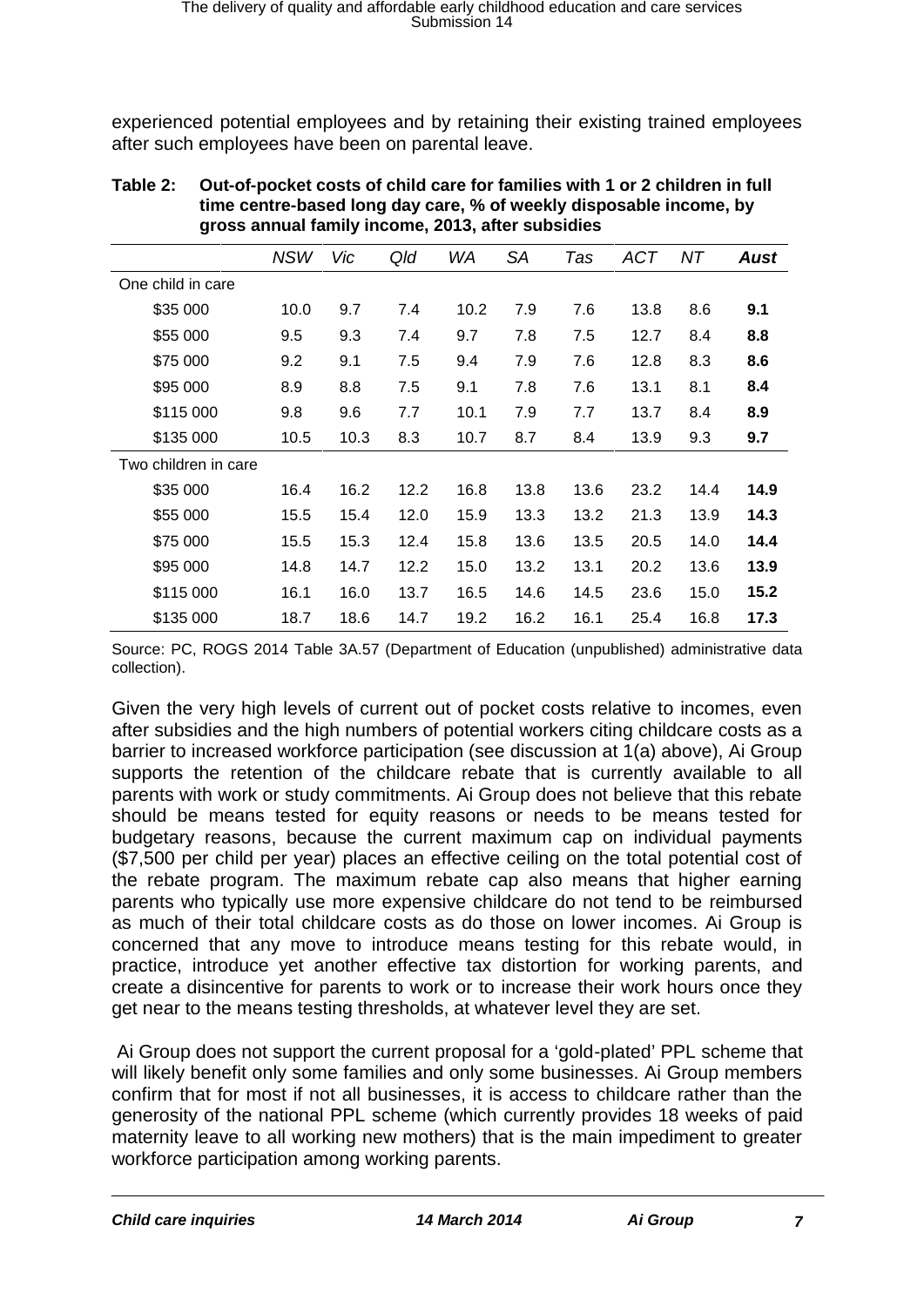experienced potential employees and by retaining their existing trained employees after such employees have been on parental leave.

**Table 2: Out-of-pocket costs of child care for families with 1 or 2 children in full time centre-based long day care, % of weekly disposable income, by gross annual family income, 2013, after subsidies**

| | *NSW* | *Vic* | *Qld* | *WA* | *SA* | *Tas* | *ACT* | *NT* | ***Aust*** |
|---|---|---|---|---|---|---|---|---|---|
| One child in care | | | | | | | | | |
| \$35 000 | 10.0 | 9.7 | 7.4 | 10.2 | 7.9 | 7.6 | 13.8 | 8.6 | **9.1** |
| \$55 000 | 9.5 | 9.3 | 7.4 | 9.7 | 7.8 | 7.5 | 12.7 | 8.4 | **8.8** |
| \$75 000 | 9.2 | 9.1 | 7.5 | 9.4 | 7.9 | 7.6 | 12.8 | 8.3 | **8.6** |
| \$95 000 | 8.9 | 8.8 | 7.5 | 9.1 | 7.8 | 7.6 | 13.1 | 8.1 | **8.4** |
| \$115 000 | 9.8 | 9.6 | 7.7 | 10.1 | 7.9 | 7.7 | 13.7 | 8.4 | **8.9** |
| \$135 000 | 10.5 | 10.3 | 8.3 | 10.7 | 8.7 | 8.4 | 13.9 | 9.3 | **9.7** |
| Two children in care | | | | | | | | | |
| \$35 000 | 16.4 | 16.2 | 12.2 | 16.8 | 13.8 | 13.6 | 23.2 | 14.4 | **14.9** |
| \$55 000 | 15.5 | 15.4 | 12.0 | 15.9 | 13.3 | 13.2 | 21.3 | 13.9 | **14.3** |
| \$75 000 | 15.5 | 15.3 | 12.4 | 15.8 | 13.6 | 13.5 | 20.5 | 14.0 | **14.4** |
| \$95 000 | 14.8 | 14.7 | 12.2 | 15.0 | 13.2 | 13.1 | 20.2 | 13.6 | **13.9** |
| \$115 000 | 16.1 | 16.0 | 13.7 | 16.5 | 14.6 | 14.5 | 23.6 | 15.0 | **15.2** |
| \$135 000 | 18.7 | 18.6 | 14.7 | 19.2 | 16.2 | 16.1 | 25.4 | 16.8 | **17.3** |

Source: PC, ROGS 2014 Table 3A.57 (Department of Education (unpublished) administrative data collection).

Given the very high levels of current out of pocket costs relative to incomes, even after subsidies and the high numbers of potential workers citing childcare costs as a barrier to increased workforce participation (see discussion at 1(a) above), Ai Group supports the retention of the childcare rebate that is currently available to all parents with work or study commitments. Ai Group does not believe that this rebate should be means tested for equity reasons or needs to be means tested for budgetary reasons, because the current maximum cap on individual payments (\$7,500 per child per year) places an effective ceiling on the total potential cost of the rebate program. The maximum rebate cap also means that higher earning parents who typically use more expensive childcare do not tend to be reimbursed as much of their total childcare costs as do those on lower incomes. Ai Group is concerned that any move to introduce means testing for this rebate would, in practice, introduce yet another effective tax distortion for working parents, and create a disincentive for parents to work or to increase their work hours once they get near to the means testing thresholds, at whatever level they are set.

Ai Group does not support the current proposal for a 'gold-plated' PPL scheme that will likely benefit only some families and only some businesses. Ai Group members confirm that for most if not all businesses, it is access to childcare rather than the generosity of the national PPL scheme (which currently provides 18 weeks of paid maternity leave to all working new mothers) that is the main impediment to greater workforce participation among working parents.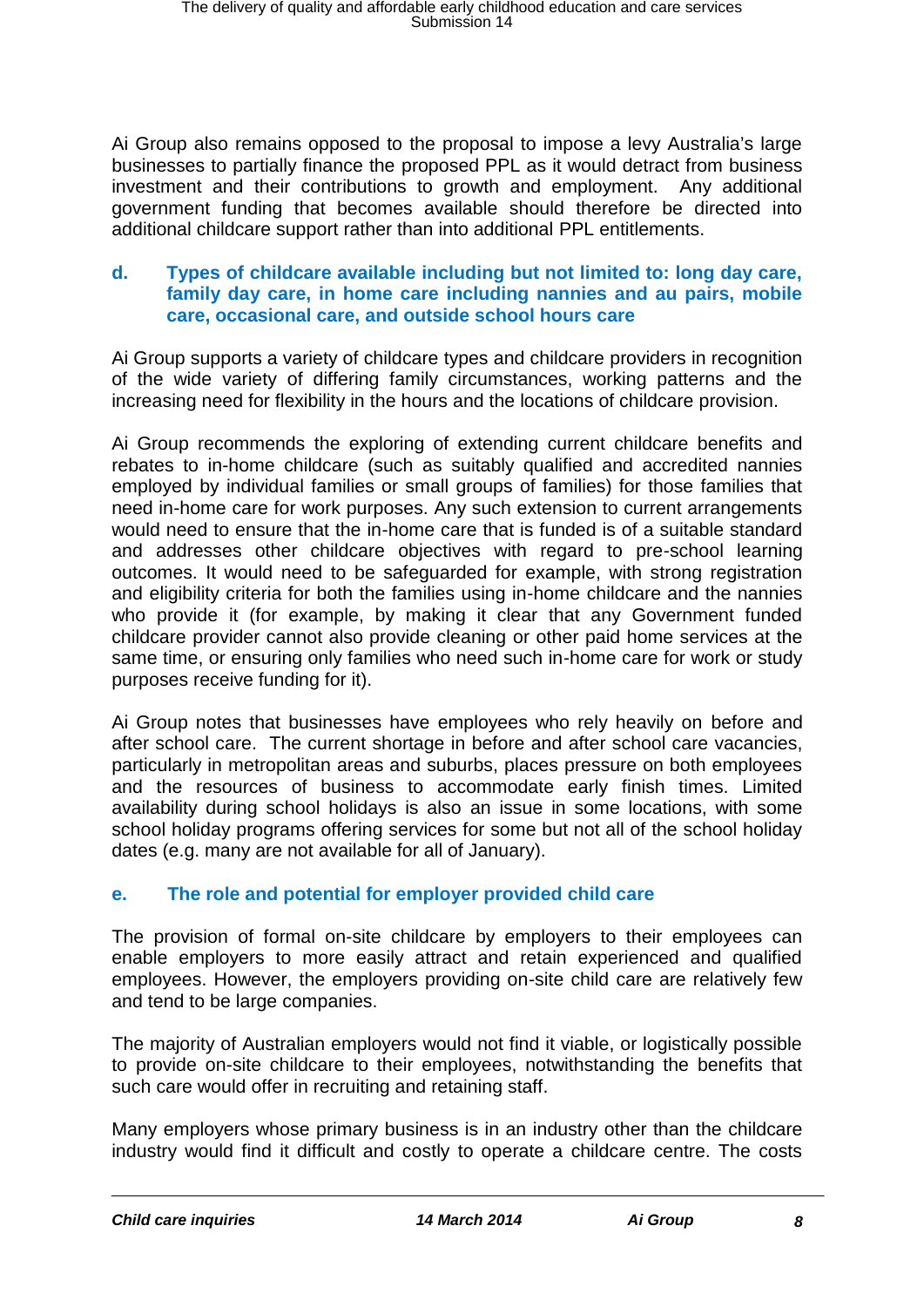Ai Group also remains opposed to the proposal to impose a levy Australia's large businesses to partially finance the proposed PPL as it would detract from business investment and their contributions to growth and employment. Any additional government funding that becomes available should therefore be directed into additional childcare support rather than into additional PPL entitlements.

### d. Types of childcare available including but not limited to: long day care, family day care, in home care including nannies and au pairs, mobile care, occasional care, and outside school hours care

Ai Group supports a variety of childcare types and childcare providers in recognition of the wide variety of differing family circumstances, working patterns and the increasing need for flexibility in the hours and the locations of childcare provision.

Ai Group recommends the exploring of extending current childcare benefits and rebates to in-home childcare (such as suitably qualified and accredited nannies employed by individual families or small groups of families) for those families that need in-home care for work purposes. Any such extension to current arrangements would need to ensure that the in-home care that is funded is of a suitable standard and addresses other childcare objectives with regard to pre-school learning outcomes. It would need to be safeguarded for example, with strong registration and eligibility criteria for both the families using in-home childcare and the nannies who provide it (for example, by making it clear that any Government funded childcare provider cannot also provide cleaning or other paid home services at the same time, or ensuring only families who need such in-home care for work or study purposes receive funding for it).

Ai Group notes that businesses have employees who rely heavily on before and after school care. The current shortage in before and after school care vacancies, particularly in metropolitan areas and suburbs, places pressure on both employees and the resources of business to accommodate early finish times. Limited availability during school holidays is also an issue in some locations, with some school holiday programs offering services for some but not all of the school holiday dates (e.g. many are not available for all of January).

### e. The role and potential for employer provided child care

The provision of formal on-site childcare by employers to their employees can enable employers to more easily attract and retain experienced and qualified employees. However, the employers providing on-site child care are relatively few and tend to be large companies.

The majority of Australian employers would not find it viable, or logistically possible to provide on-site childcare to their employees, notwithstanding the benefits that such care would offer in recruiting and retaining staff.

Many employers whose primary business is in an industry other than the childcare industry would find it difficult and costly to operate a childcare centre. The costs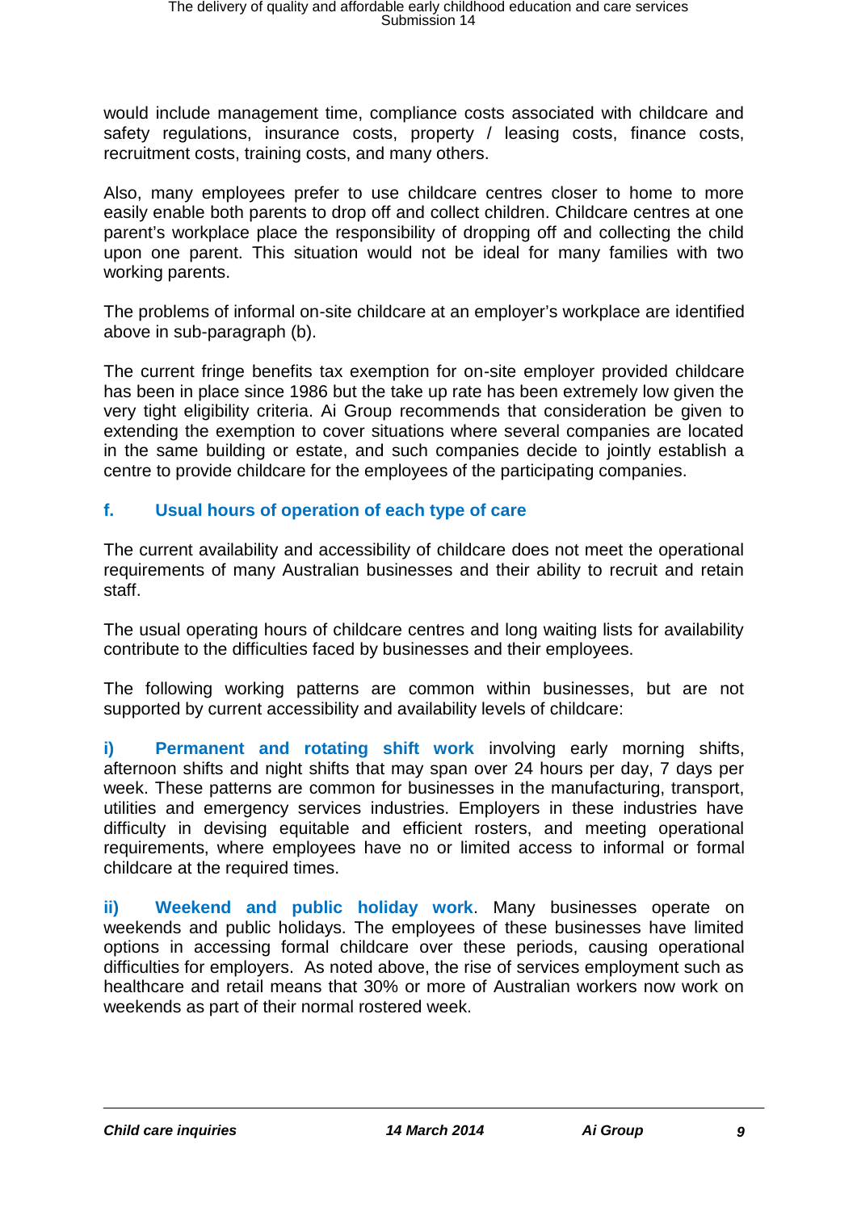would include management time, compliance costs associated with childcare and safety regulations, insurance costs, property / leasing costs, finance costs, recruitment costs, training costs, and many others.

Also, many employees prefer to use childcare centres closer to home to more easily enable both parents to drop off and collect children. Childcare centres at one parent's workplace place the responsibility of dropping off and collecting the child upon one parent. This situation would not be ideal for many families with two working parents.

The problems of informal on-site childcare at an employer's workplace are identified above in sub-paragraph (b).

The current fringe benefits tax exemption for on-site employer provided childcare has been in place since 1986 but the take up rate has been extremely low given the very tight eligibility criteria. Ai Group recommends that consideration be given to extending the exemption to cover situations where several companies are located in the same building or estate, and such companies decide to jointly establish a centre to provide childcare for the employees of the participating companies.

### f. Usual hours of operation of each type of care

The current availability and accessibility of childcare does not meet the operational requirements of many Australian businesses and their ability to recruit and retain staff.

The usual operating hours of childcare centres and long waiting lists for availability contribute to the difficulties faced by businesses and their employees.

The following working patterns are common within businesses, but are not supported by current accessibility and availability levels of childcare:

**i) Permanent and rotating shift work** involving early morning shifts, afternoon shifts and night shifts that may span over 24 hours per day, 7 days per week. These patterns are common for businesses in the manufacturing, transport, utilities and emergency services industries. Employers in these industries have difficulty in devising equitable and efficient rosters, and meeting operational requirements, where employees have no or limited access to informal or formal childcare at the required times.

**ii) Weekend and public holiday work**. Many businesses operate on weekends and public holidays. The employees of these businesses have limited options in accessing formal childcare over these periods, causing operational difficulties for employers. As noted above, the rise of services employment such as healthcare and retail means that 30% or more of Australian workers now work on weekends as part of their normal rostered week.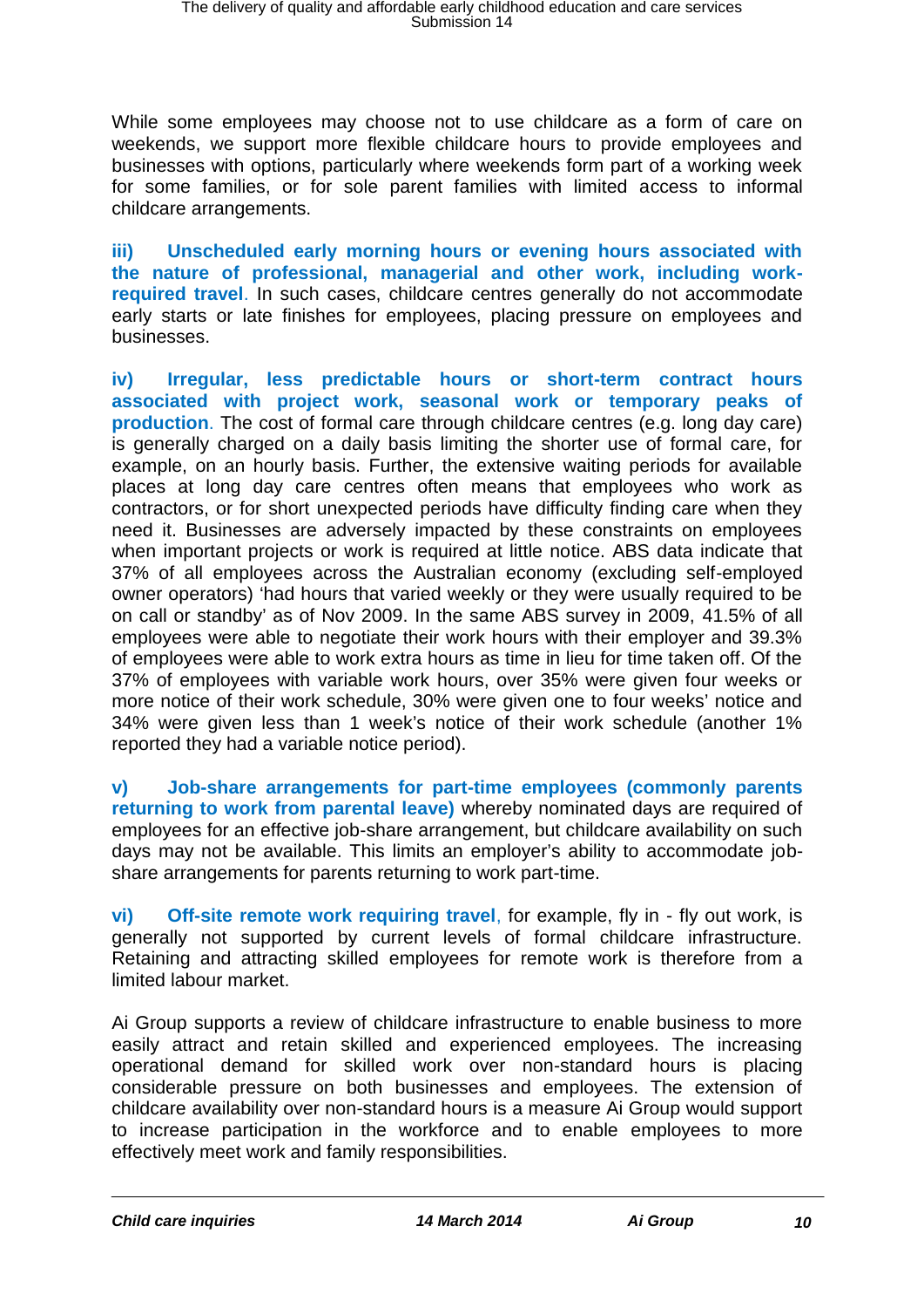While some employees may choose not to use childcare as a form of care on weekends, we support more flexible childcare hours to provide employees and businesses with options, particularly where weekends form part of a working week for some families, or for sole parent families with limited access to informal childcare arrangements.

**iii) Unscheduled early morning hours or evening hours associated with the nature of professional, managerial and other work, including work-required travel**. In such cases, childcare centres generally do not accommodate early starts or late finishes for employees, placing pressure on employees and businesses.

**iv) Irregular, less predictable hours or short-term contract hours associated with project work, seasonal work or temporary peaks of production**. The cost of formal care through childcare centres (e.g. long day care) is generally charged on a daily basis limiting the shorter use of formal care, for example, on an hourly basis. Further, the extensive waiting periods for available places at long day care centres often means that employees who work as contractors, or for short unexpected periods have difficulty finding care when they need it. Businesses are adversely impacted by these constraints on employees when important projects or work is required at little notice. ABS data indicate that 37% of all employees across the Australian economy (excluding self-employed owner operators) 'had hours that varied weekly or they were usually required to be on call or standby' as of Nov 2009. In the same ABS survey in 2009, 41.5% of all employees were able to negotiate their work hours with their employer and 39.3% of employees were able to work extra hours as time in lieu for time taken off. Of the 37% of employees with variable work hours, over 35% were given four weeks or more notice of their work schedule, 30% were given one to four weeks' notice and 34% were given less than 1 week's notice of their work schedule (another 1% reported they had a variable notice period).

**v) Job-share arrangements for part-time employees (commonly parents returning to work from parental leave)** whereby nominated days are required of employees for an effective job-share arrangement, but childcare availability on such days may not be available. This limits an employer's ability to accommodate job-share arrangements for parents returning to work part-time.

**vi) Off-site remote work requiring travel**, for example, fly in - fly out work, is generally not supported by current levels of formal childcare infrastructure. Retaining and attracting skilled employees for remote work is therefore from a limited labour market.

Ai Group supports a review of childcare infrastructure to enable business to more easily attract and retain skilled and experienced employees. The increasing operational demand for skilled work over non-standard hours is placing considerable pressure on both businesses and employees. The extension of childcare availability over non-standard hours is a measure Ai Group would support to increase participation in the workforce and to enable employees to more effectively meet work and family responsibilities.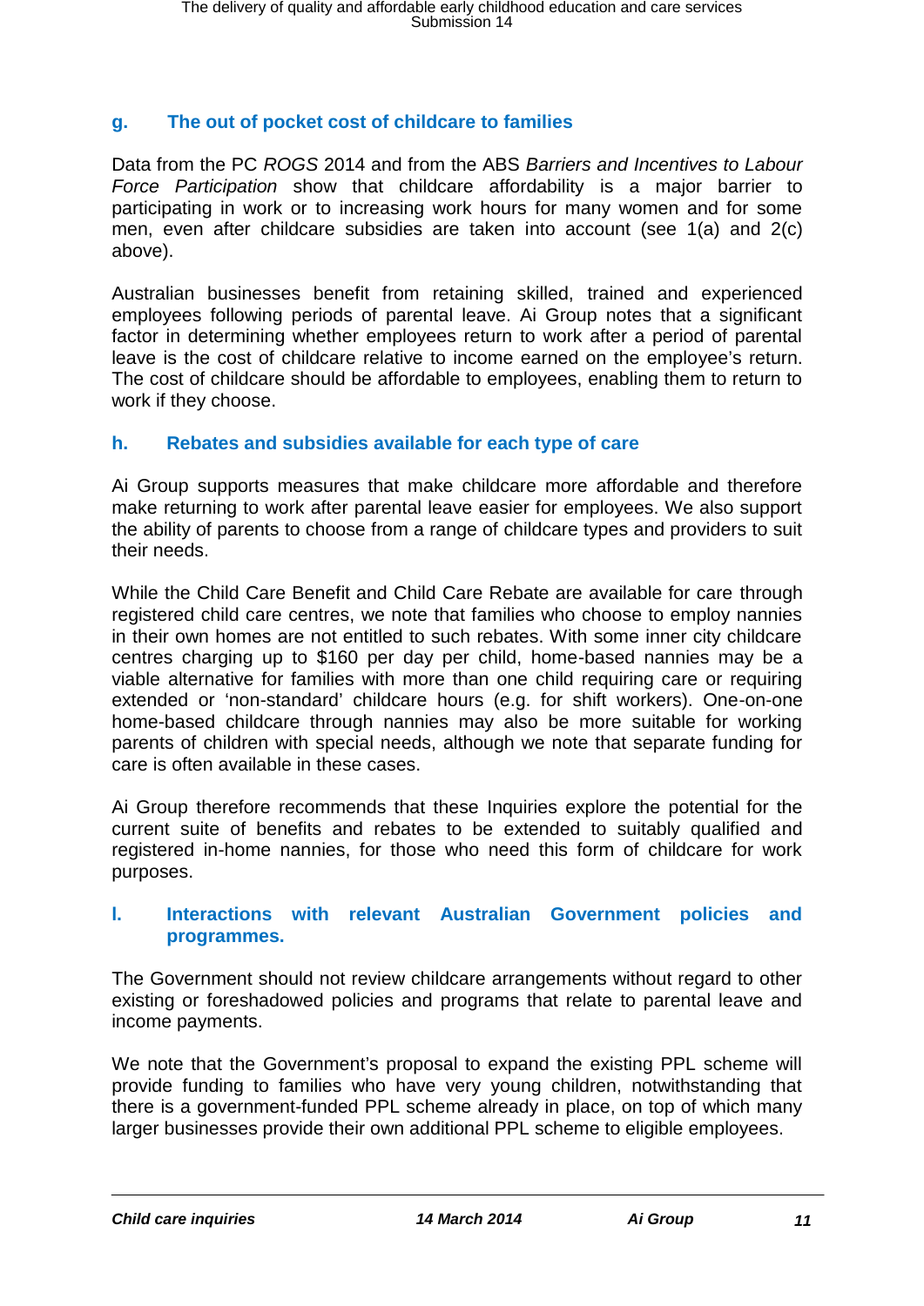## g. The out of pocket cost of childcare to families

Data from the PC *ROGS* 2014 and from the ABS *Barriers and Incentives to Labour Force Participation* show that childcare affordability is a major barrier to participating in work or to increasing work hours for many women and for some men, even after childcare subsidies are taken into account (see 1(a) and 2(c) above).

Australian businesses benefit from retaining skilled, trained and experienced employees following periods of parental leave. Ai Group notes that a significant factor in determining whether employees return to work after a period of parental leave is the cost of childcare relative to income earned on the employee's return. The cost of childcare should be affordable to employees, enabling them to return to work if they choose.

## h. Rebates and subsidies available for each type of care

Ai Group supports measures that make childcare more affordable and therefore make returning to work after parental leave easier for employees. We also support the ability of parents to choose from a range of childcare types and providers to suit their needs.

While the Child Care Benefit and Child Care Rebate are available for care through registered child care centres, we note that families who choose to employ nannies in their own homes are not entitled to such rebates. With some inner city childcare centres charging up to $160 per day per child, home-based nannies may be a viable alternative for families with more than one child requiring care or requiring extended or 'non-standard' childcare hours (e.g. for shift workers). One-on-one home-based childcare through nannies may also be more suitable for working parents of children with special needs, although we note that separate funding for care is often available in these cases.

Ai Group therefore recommends that these Inquiries explore the potential for the current suite of benefits and rebates to be extended to suitably qualified and registered in-home nannies, for those who need this form of childcare for work purposes.

## I. Interactions with relevant Australian Government policies and programmes.

The Government should not review childcare arrangements without regard to other existing or foreshadowed policies and programs that relate to parental leave and income payments.

We note that the Government's proposal to expand the existing PPL scheme will provide funding to families who have very young children, notwithstanding that there is a government-funded PPL scheme already in place, on top of which many larger businesses provide their own additional PPL scheme to eligible employees.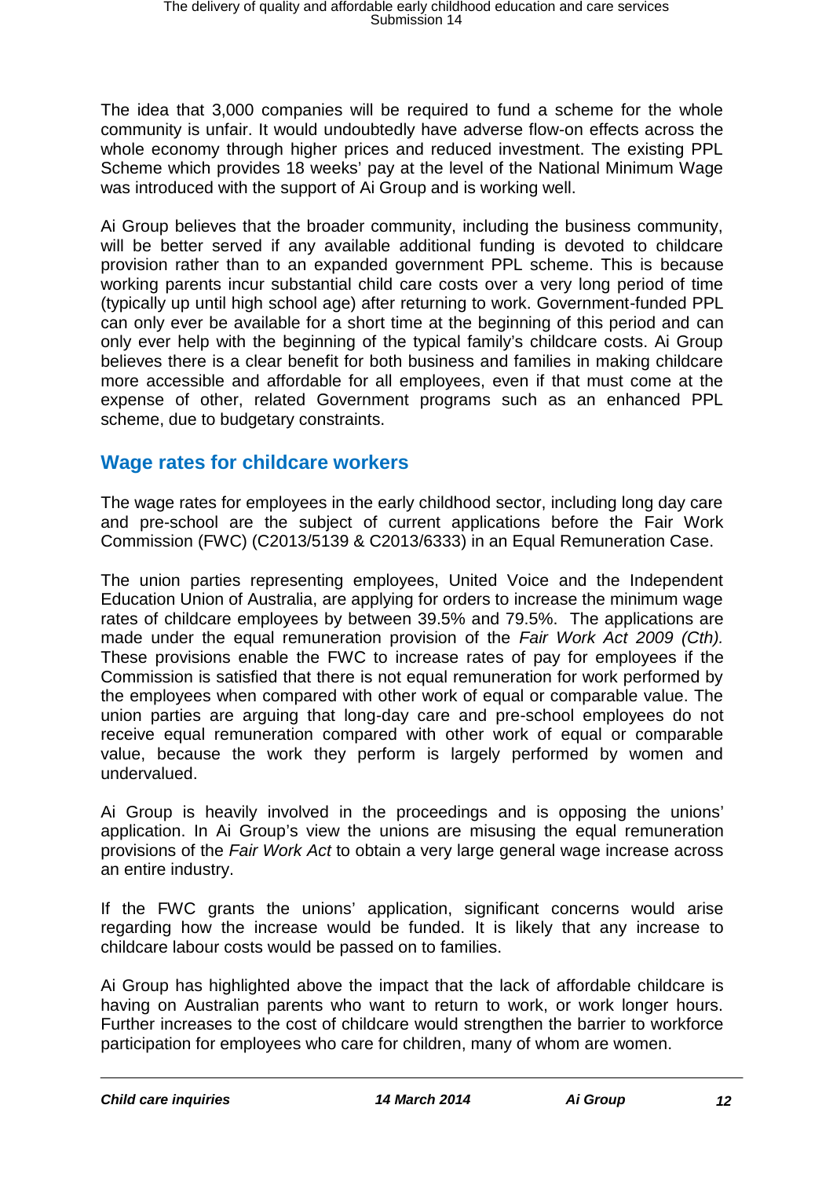The idea that 3,000 companies will be required to fund a scheme for the whole community is unfair. It would undoubtedly have adverse flow-on effects across the whole economy through higher prices and reduced investment. The existing PPL Scheme which provides 18 weeks' pay at the level of the National Minimum Wage was introduced with the support of Ai Group and is working well.

Ai Group believes that the broader community, including the business community, will be better served if any available additional funding is devoted to childcare provision rather than to an expanded government PPL scheme. This is because working parents incur substantial child care costs over a very long period of time (typically up until high school age) after returning to work. Government-funded PPL can only ever be available for a short time at the beginning of this period and can only ever help with the beginning of the typical family's childcare costs. Ai Group believes there is a clear benefit for both business and families in making childcare more accessible and affordable for all employees, even if that must come at the expense of other, related Government programs such as an enhanced PPL scheme, due to budgetary constraints.

## Wage rates for childcare workers

The wage rates for employees in the early childhood sector, including long day care and pre-school are the subject of current applications before the Fair Work Commission (FWC) (C2013/5139 & C2013/6333) in an Equal Remuneration Case.

The union parties representing employees, United Voice and the Independent Education Union of Australia, are applying for orders to increase the minimum wage rates of childcare employees by between 39.5% and 79.5%. The applications are made under the equal remuneration provision of the *Fair Work Act 2009 (Cth).* These provisions enable the FWC to increase rates of pay for employees if the Commission is satisfied that there is not equal remuneration for work performed by the employees when compared with other work of equal or comparable value. The union parties are arguing that long-day care and pre-school employees do not receive equal remuneration compared with other work of equal or comparable value, because the work they perform is largely performed by women and undervalued.

Ai Group is heavily involved in the proceedings and is opposing the unions' application. In Ai Group's view the unions are misusing the equal remuneration provisions of the *Fair Work Act* to obtain a very large general wage increase across an entire industry.

If the FWC grants the unions' application, significant concerns would arise regarding how the increase would be funded. It is likely that any increase to childcare labour costs would be passed on to families.

Ai Group has highlighted above the impact that the lack of affordable childcare is having on Australian parents who want to return to work, or work longer hours. Further increases to the cost of childcare would strengthen the barrier to workforce participation for employees who care for children, many of whom are women.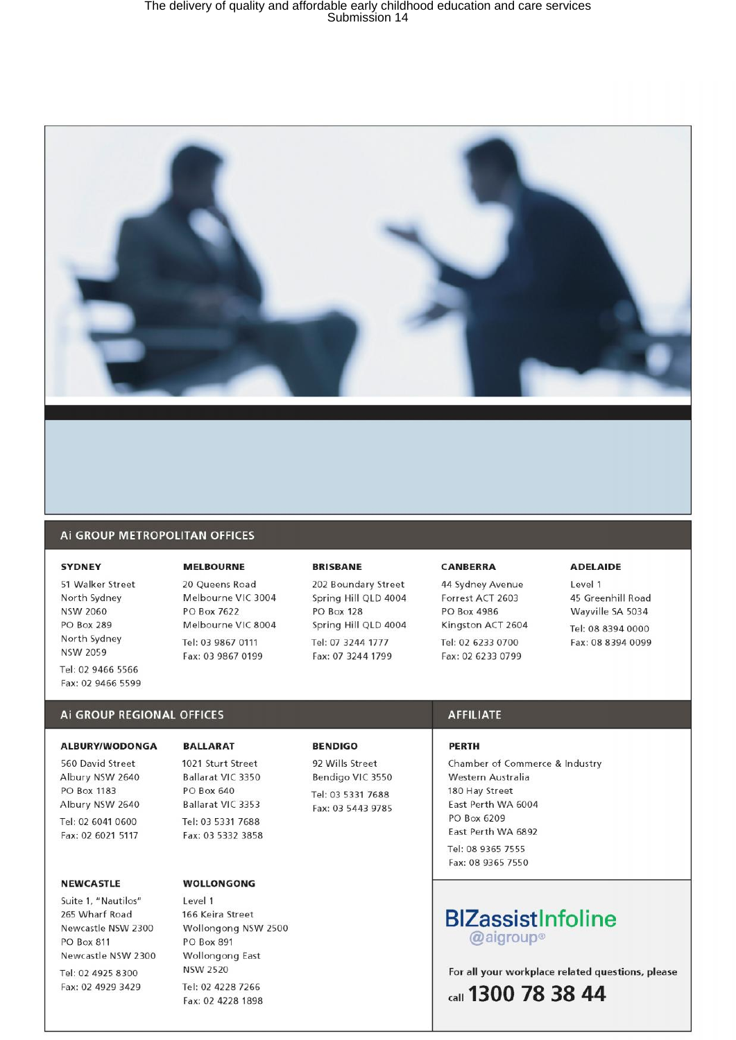## Ai GROUP METROPOLITAN OFFICES

**SYDNEY**
51 Walker Street
North Sydney
NSW 2060
PO Box 289
North Sydney
NSW 2059
Tel: 02 9466 5566
Fax: 02 9466 5599

**MELBOURNE**
20 Queens Road
Melbourne VIC 3004
PO Box 7622
Melbourne VIC 8004
Tel: 03 9867 0111
Fax: 03 9867 0199

**BRISBANE**
202 Boundary Street
Spring Hill QLD 4004
PO Box 128
Spring Hill QLD 4004
Tel: 07 3244 1777
Fax: 07 3244 1799

**CANBERRA**
44 Sydney Avenue
Forrest ACT 2603
PO Box 4986
Kingston ACT 2604
Tel: 02 6233 0700
Fax: 02 6233 0799

**ADELAIDE**
Level 1
45 Greenhill Road
Wayville SA 5034
Tel: 08 8394 0000
Fax: 08 8394 0099

## Ai GROUP REGIONAL OFFICES

**ALBURY/WODONGA**
560 David Street
Albury NSW 2640
PO Box 1183
Albury NSW 2640
Tel: 02 6041 0600
Fax: 02 6021 5117

**BALLARAT**
1021 Sturt Street
Ballarat VIC 3350
PO Box 640
Ballarat VIC 3353
Tel: 03 5331 7688
Fax: 03 5332 3858

**BENDIGO**
92 Wills Street
Bendigo VIC 3550
Tel: 03 5331 7688
Fax: 03 5443 9785

**NEWCASTLE**
Suite 1, "Nautilos"
265 Wharf Road
Newcastle NSW 2300
PO Box 811
Newcastle NSW 2300
Tel: 02 4925 8300
Fax: 02 4929 3429

**WOLLONGONG**
Level 1
166 Keira Street
Wollongong NSW 2500
PO Box 891
Wollongong East
NSW 2520
Tel: 02 4228 7266
Fax: 02 4228 1898

## AFFILIATE

**PERTH**
Chamber of Commerce & Industry
Western Australia
180 Hay Street
East Perth WA 6004
PO Box 6209
East Perth WA 6892
Tel: 08 9365 7555
Fax: 08 9365 7550

**BIZassistInfoline** @aigroup®

For all your workplace related questions, please call **1300 78 38 44**